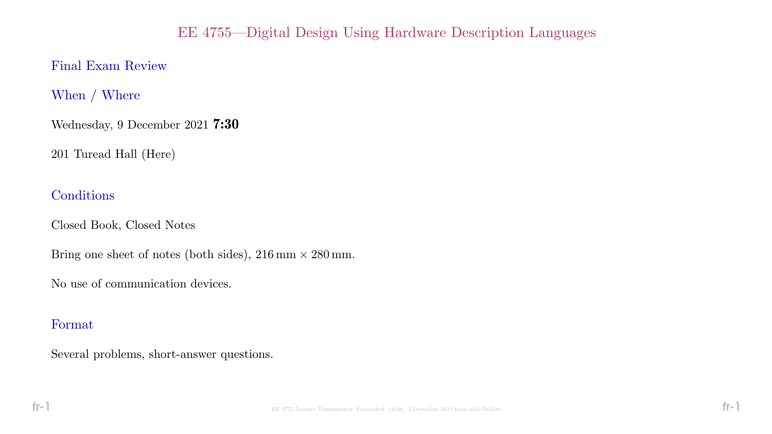# EE 4755—Digital Design Using Hardware Description Languages

## Final Exam Review

## When / Where

Wednesday, 9 December 2021 **7:30**

201 Turead Hall (Here)

## Conditions

Closed Book, Closed Notes

Bring one sheet of notes (both sides), 216 mm × 280 mm.

No use of communication devices.

## Format

Several problems, short-answer questions.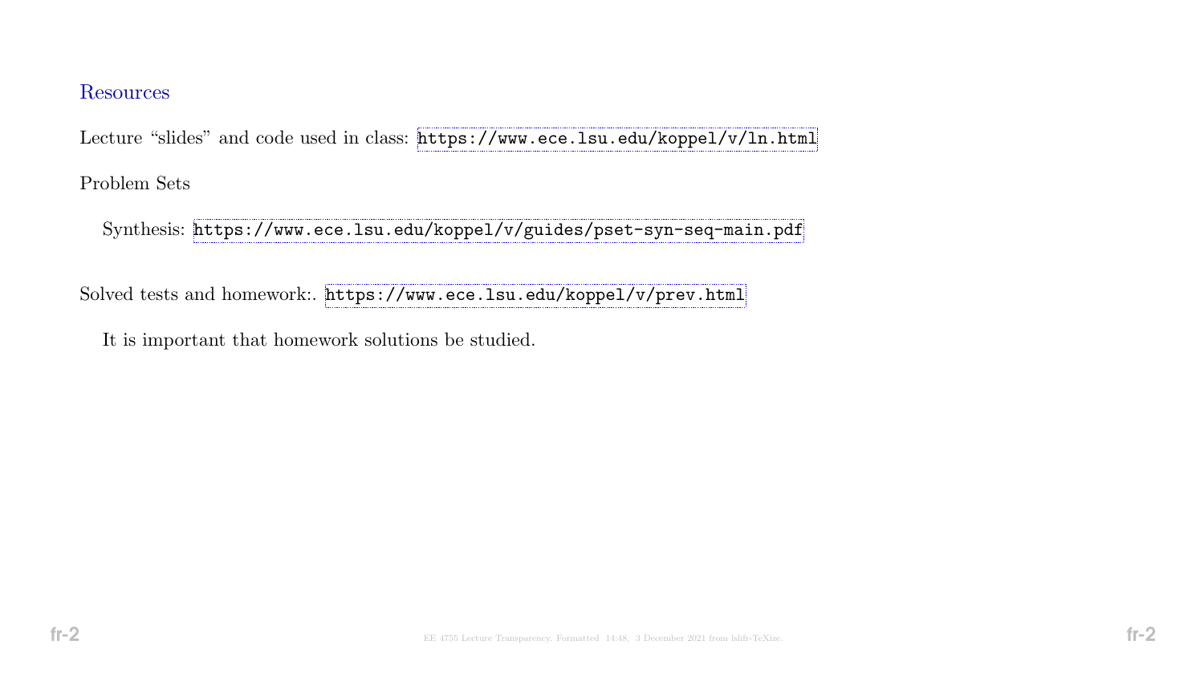## Resources

Lecture "slides" and code used in class: https://www.ece.lsu.edu/koppel/v/ln.html

Problem Sets

Synthesis: https://www.ece.lsu.edu/koppel/v/guides/pset-syn-seq-main.pdf

Solved tests and homework:. https://www.ece.lsu.edu/koppel/v/prev.html

It is important that homework solutions be studied.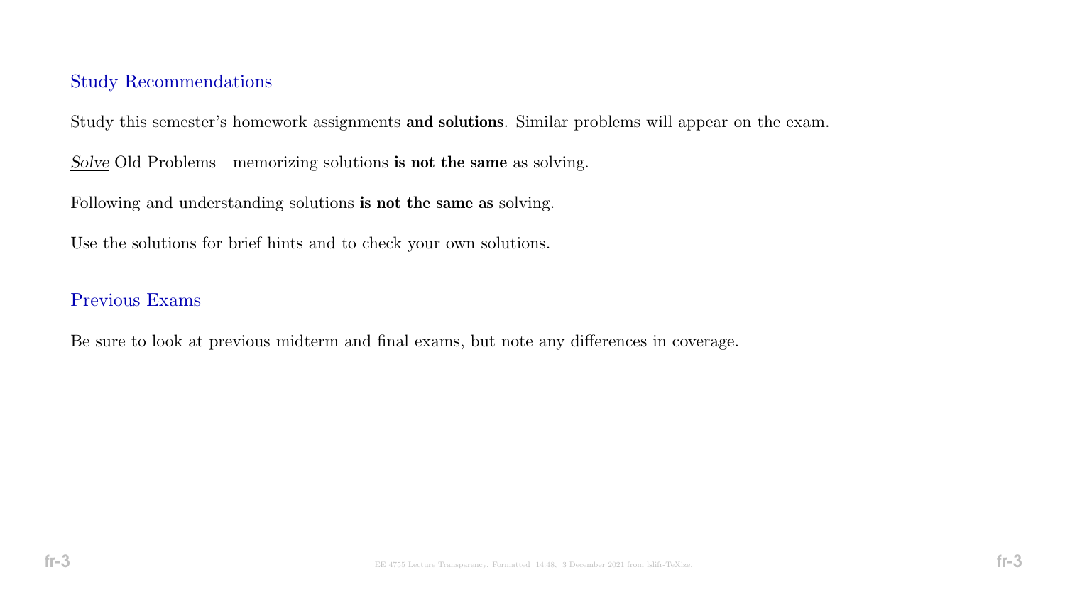## Study Recommendations

Study this semester's homework assignments **and solutions**. Similar problems will appear on the exam.

<u>*Solve*</u> Old Problems—memorizing solutions **is not the same** as solving.

Following and understanding solutions **is not the same as** solving.

Use the solutions for brief hints and to check your own solutions.

## Previous Exams

Be sure to look at previous midterm and final exams, but note any differences in coverage.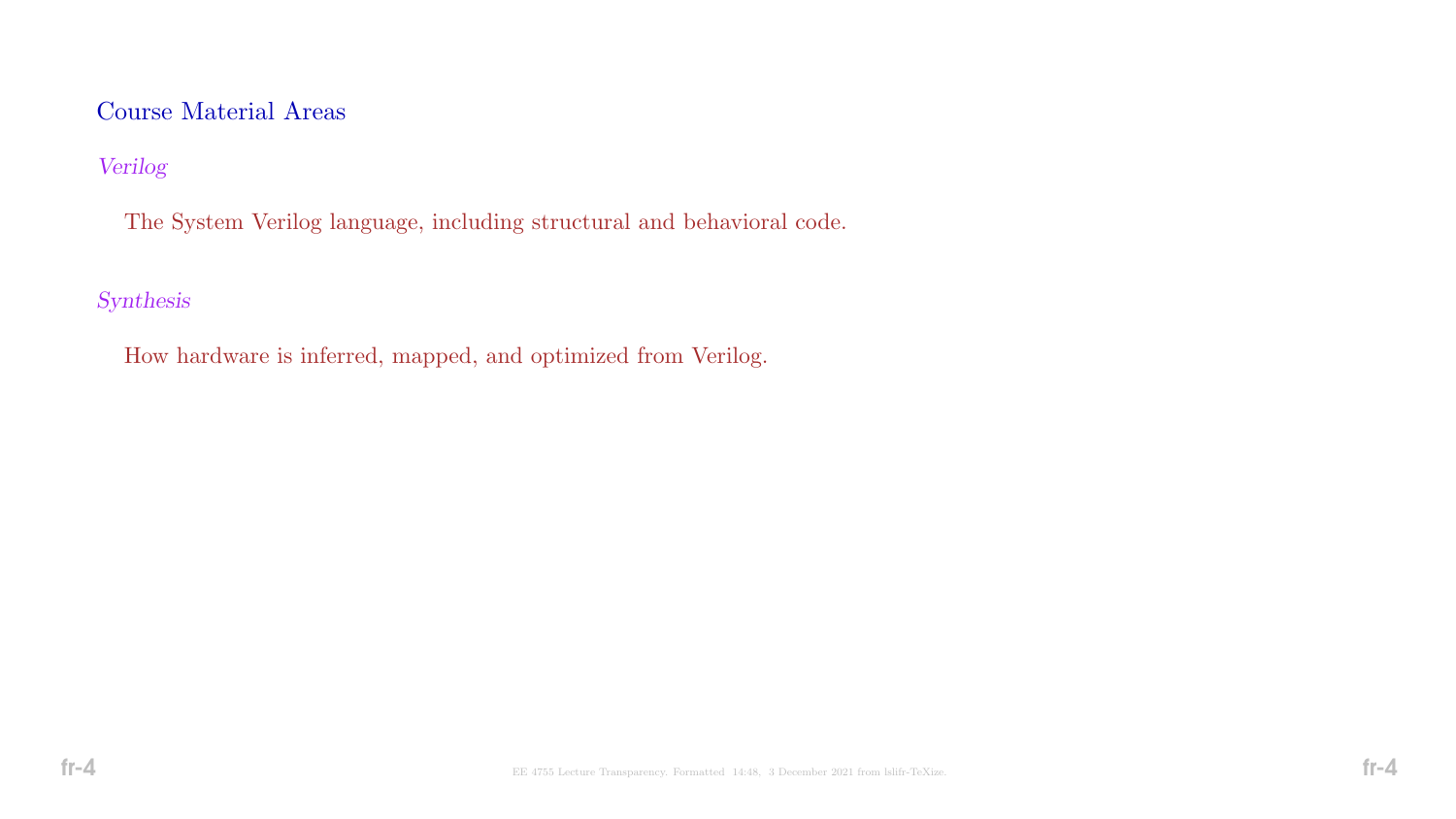## Course Material Areas

### *Verilog*

The System Verilog language, including structural and behavioral code.

### *Synthesis*

How hardware is inferred, mapped, and optimized from Verilog.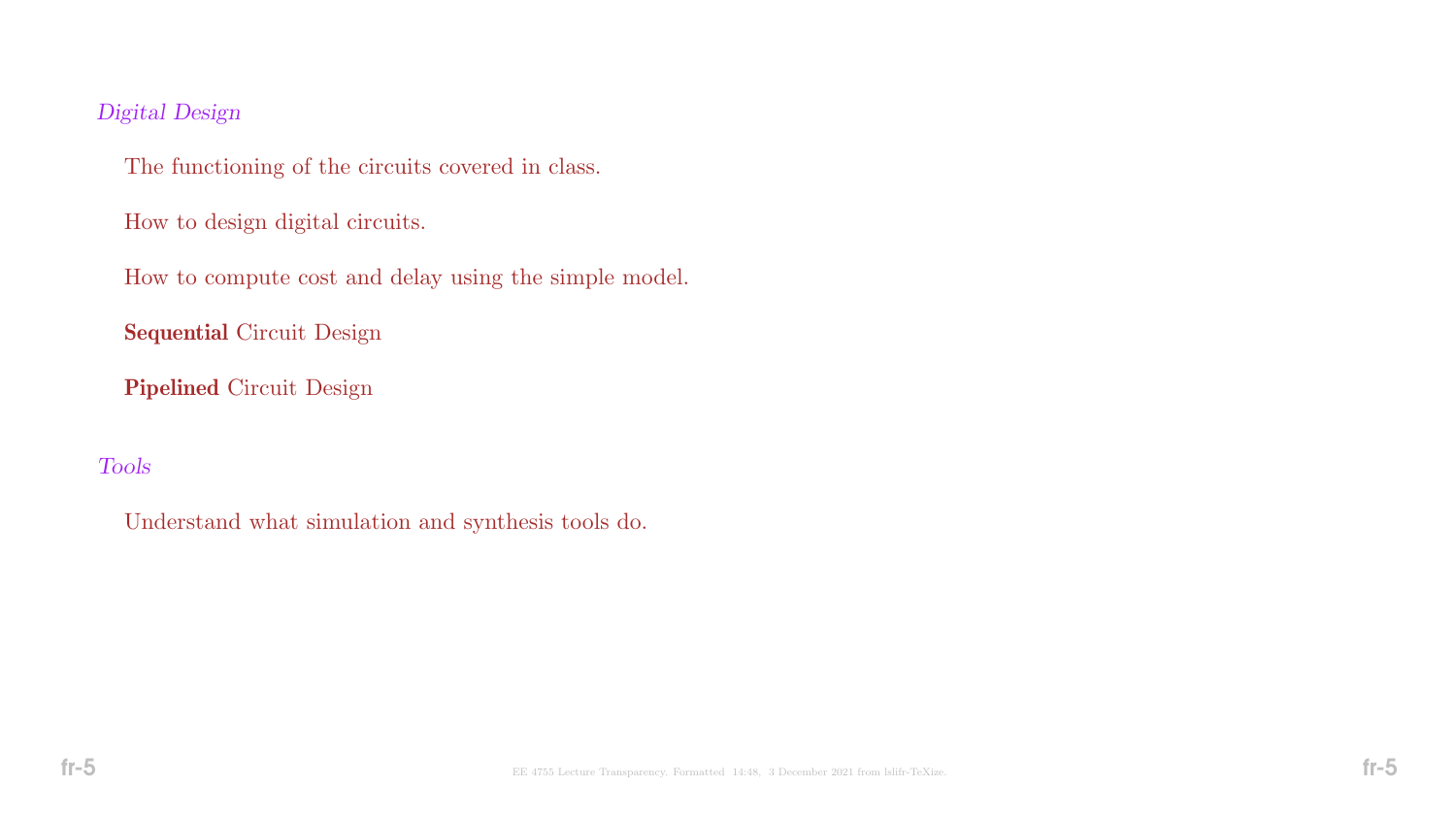*Digital Design*

The functioning of the circuits covered in class.

How to design digital circuits.

How to compute cost and delay using the simple model.

**Sequential** Circuit Design

**Pipelined** Circuit Design

*Tools*

Understand what simulation and synthesis tools do.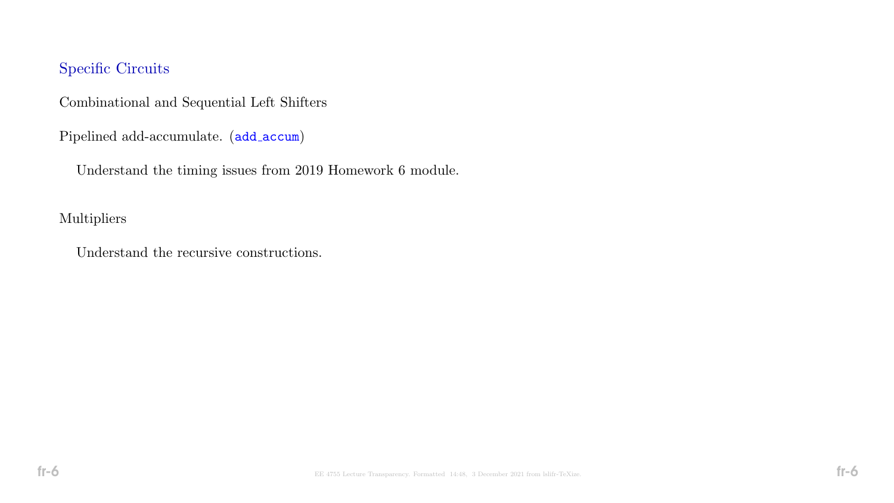## Specific Circuits

Combinational and Sequential Left Shifters

Pipelined add-accumulate. (`add_accum`)

Understand the timing issues from 2019 Homework 6 module.

Multipliers

Understand the recursive constructions.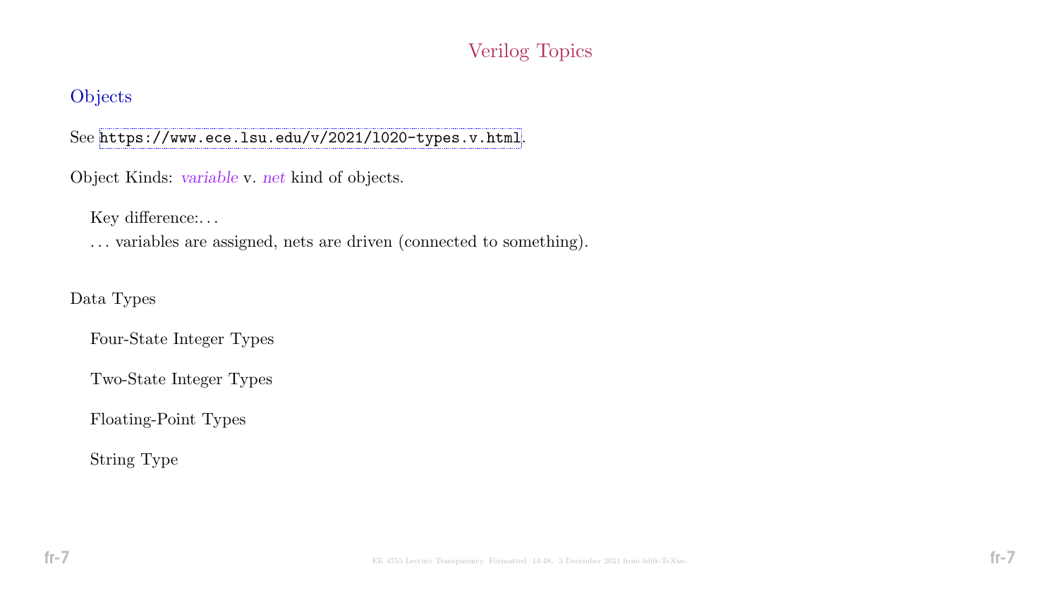# Verilog Topics

## Objects

See https://www.ece.lsu.edu/v/2021/l020-types.v.html.

Object Kinds: *variable* v. *net* kind of objects.

Key difference:. . .

. . . variables are assigned, nets are driven (connected to something).

Data Types

Four-State Integer Types

Two-State Integer Types

Floating-Point Types

String Type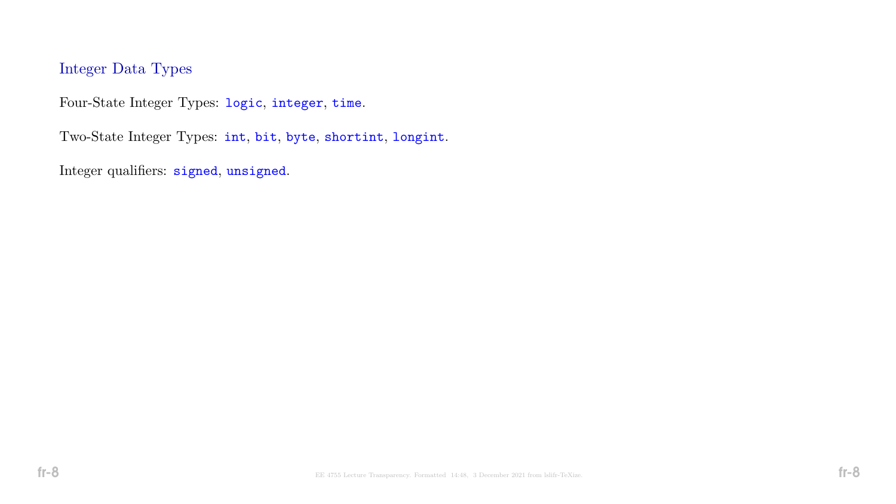## Integer Data Types

Four-State Integer Types: `logic`, `integer`, `time`.

Two-State Integer Types: `int`, `bit`, `byte`, `shortint`, `longint`.

Integer qualifiers: `signed`, `unsigned`.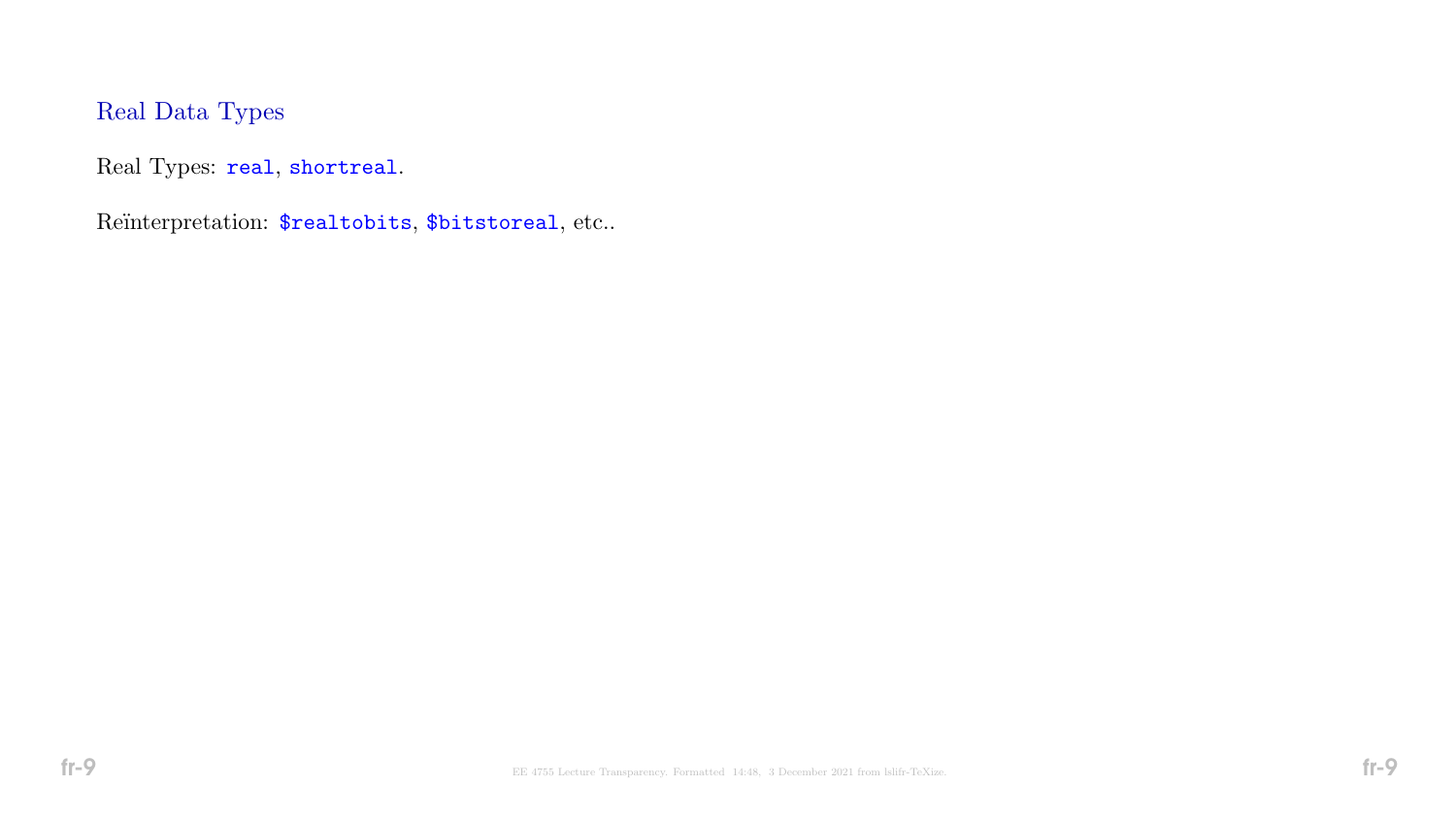## Real Data Types

Real Types: `real`, `shortreal`.

Reïnterpretation: `$realtobits`, `$bitstoreal`, etc..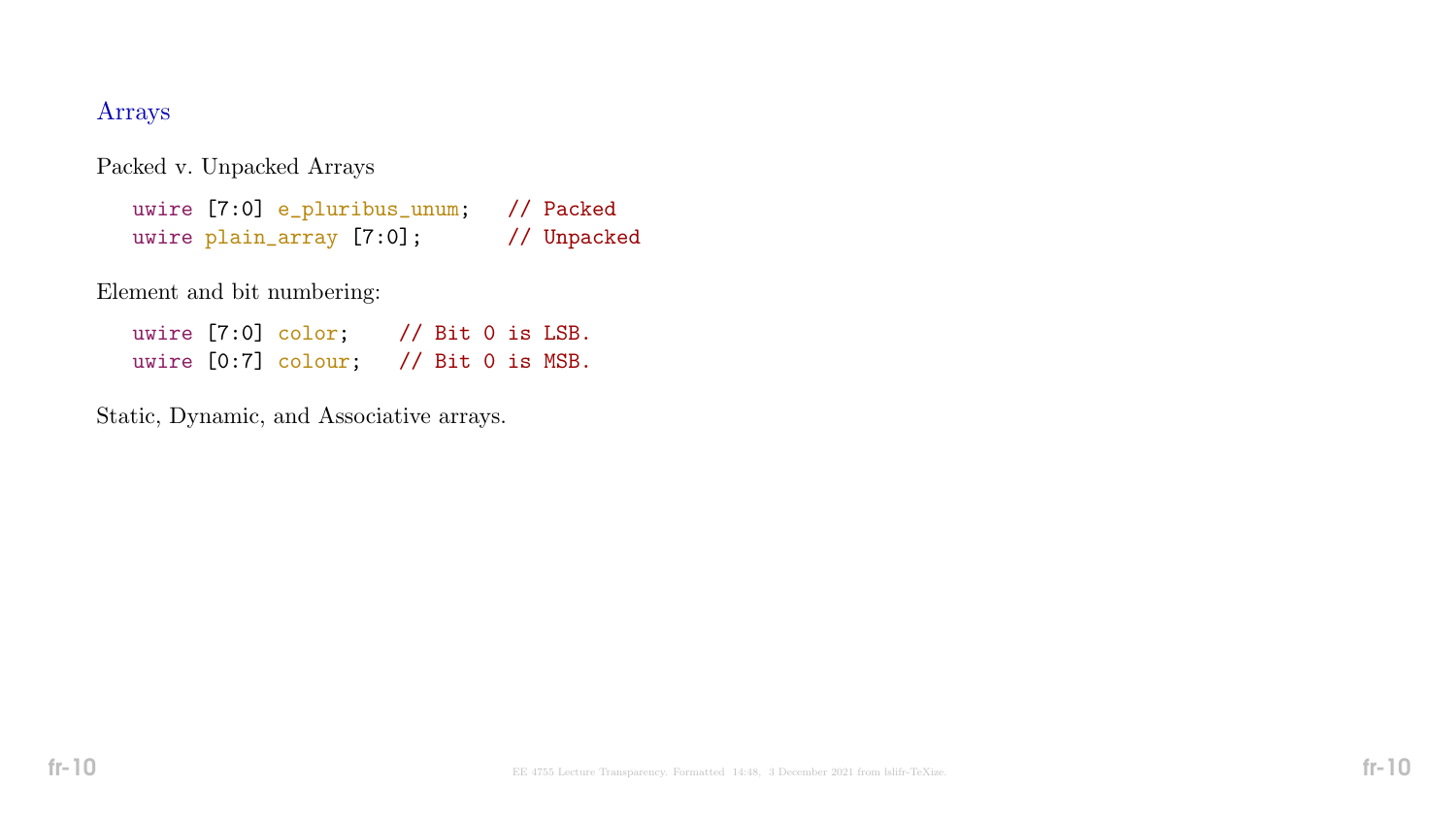## Arrays

Packed v. Unpacked Arrays

```
uwire [7:0] e_pluribus_unum;   // Packed
uwire plain_array [7:0];       // Unpacked
```

Element and bit numbering:

```
uwire [7:0] color;    // Bit 0 is LSB.
uwire [0:7] colour;   // Bit 0 is MSB.
```

Static, Dynamic, and Associative arrays.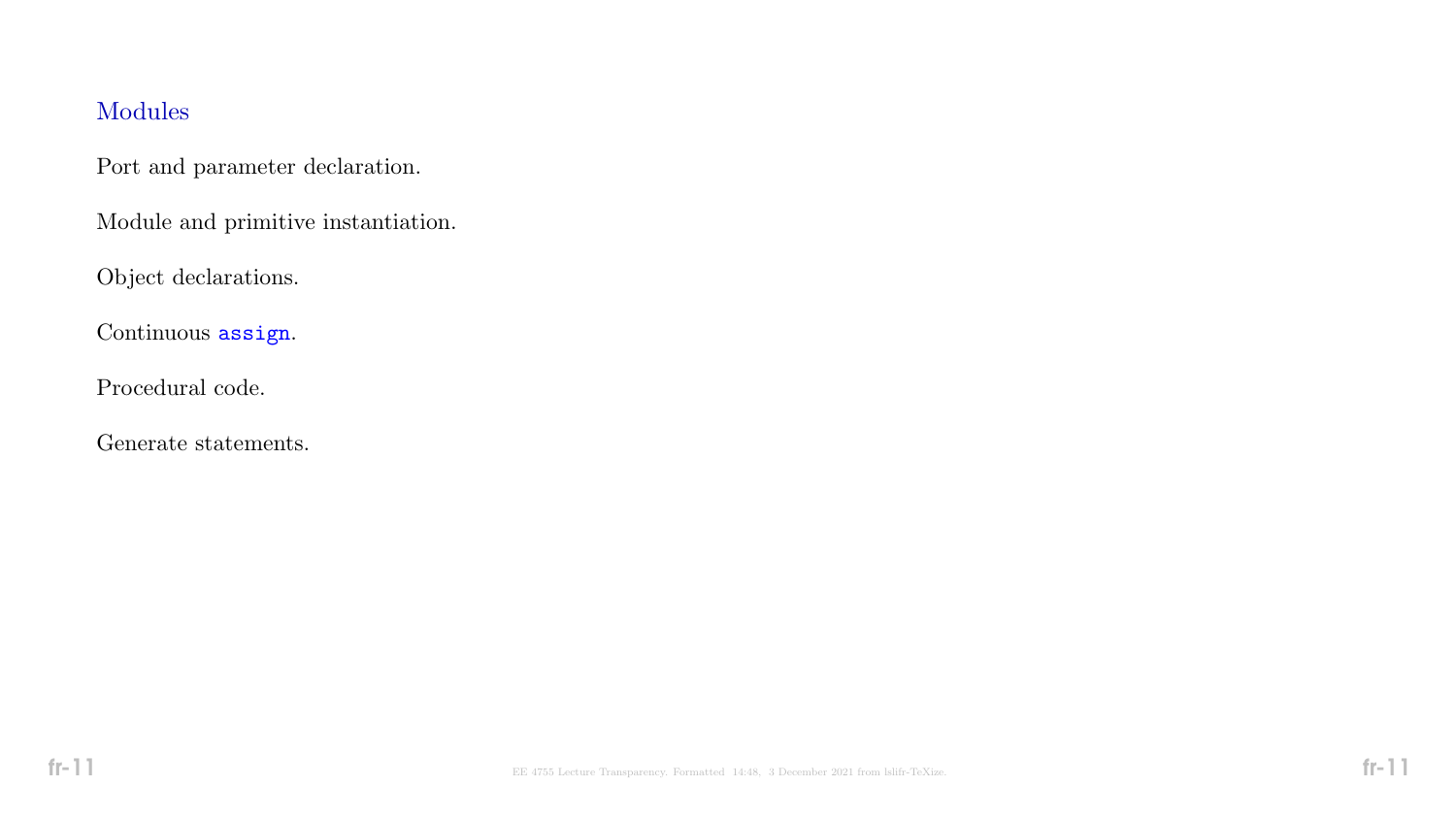## Modules

Port and parameter declaration.

Module and primitive instantiation.

Object declarations.

Continuous `assign`.

Procedural code.

Generate statements.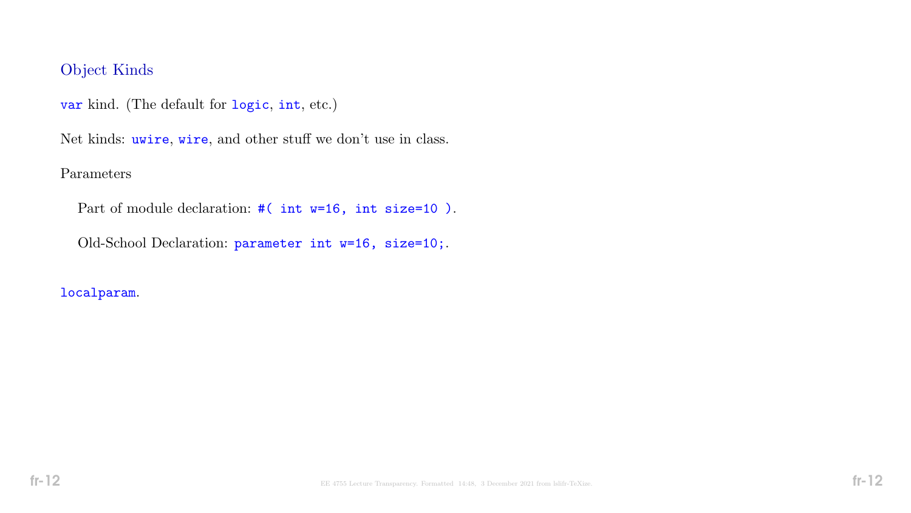## Object Kinds

`var` kind. (The default for `logic`, `int`, etc.)

Net kinds: `uwire`, `wire`, and other stuff we don't use in class.

Parameters

Part of module declaration: `#( int w=16, int size=10 )`.

Old-School Declaration: `parameter int w=16, size=10;`.

`localparam`.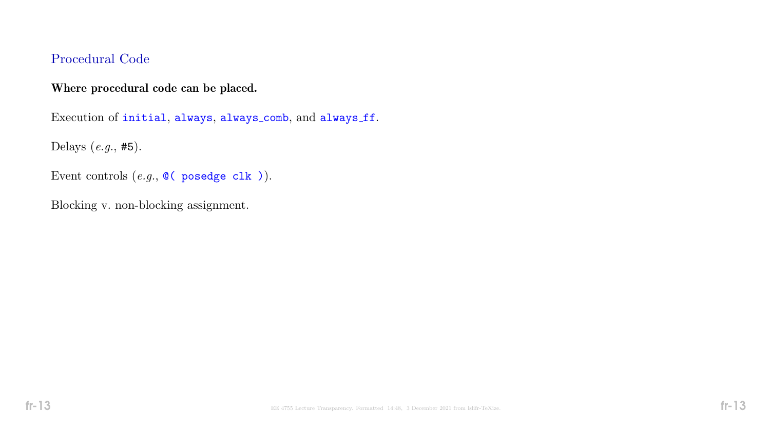## Procedural Code

**Where procedural code can be placed.**

Execution of `initial`, `always`, `always_comb`, and `always_ff`.

Delays (*e.g.*, `#5`).

Event controls (*e.g.*, `@( posedge clk )`).

Blocking v. non-blocking assignment.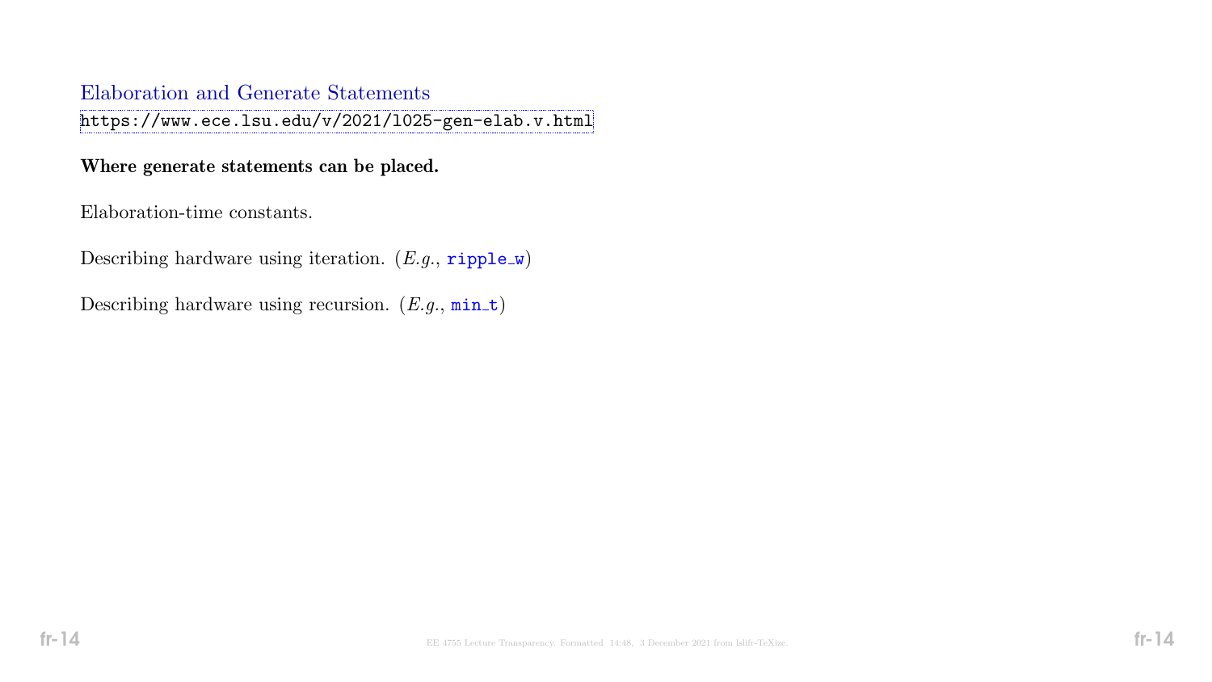## Elaboration and Generate Statements

https://www.ece.lsu.edu/v/2021/l025-gen-elab.v.html

**Where generate statements can be placed.**

Elaboration-time constants.

Describing hardware using iteration. (*E.g.*, `ripple_w`)

Describing hardware using recursion. (*E.g.*, `min_t`)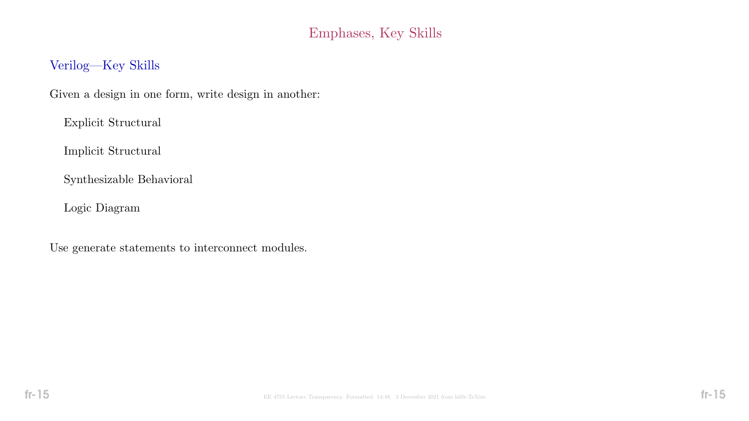# Emphases, Key Skills

## Verilog—Key Skills

Given a design in one form, write design in another:

- Explicit Structural
- Implicit Structural
- Synthesizable Behavioral
- Logic Diagram

Use generate statements to interconnect modules.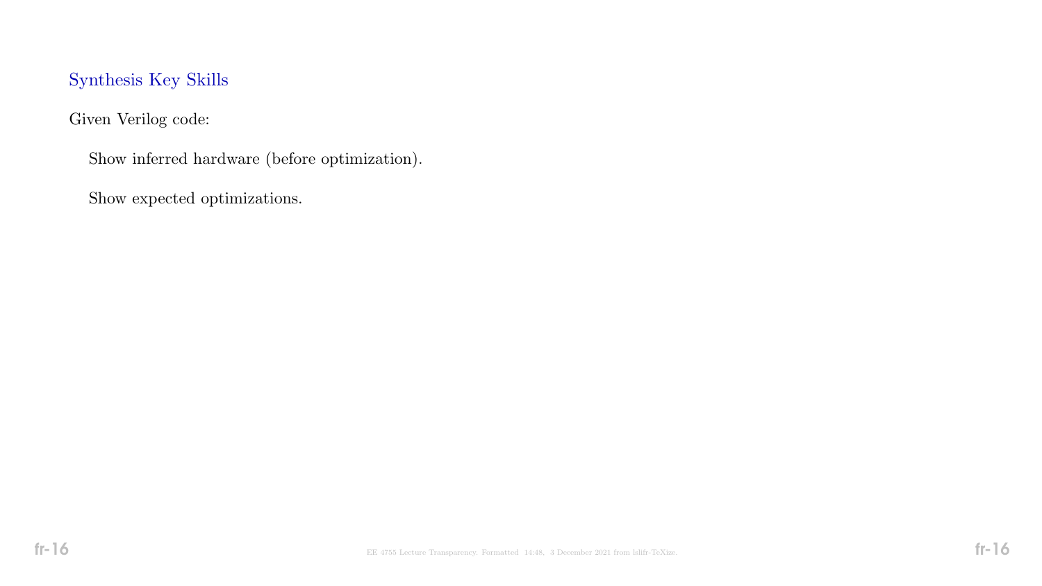## Synthesis Key Skills

Given Verilog code:

- Show inferred hardware (before optimization).
- Show expected optimizations.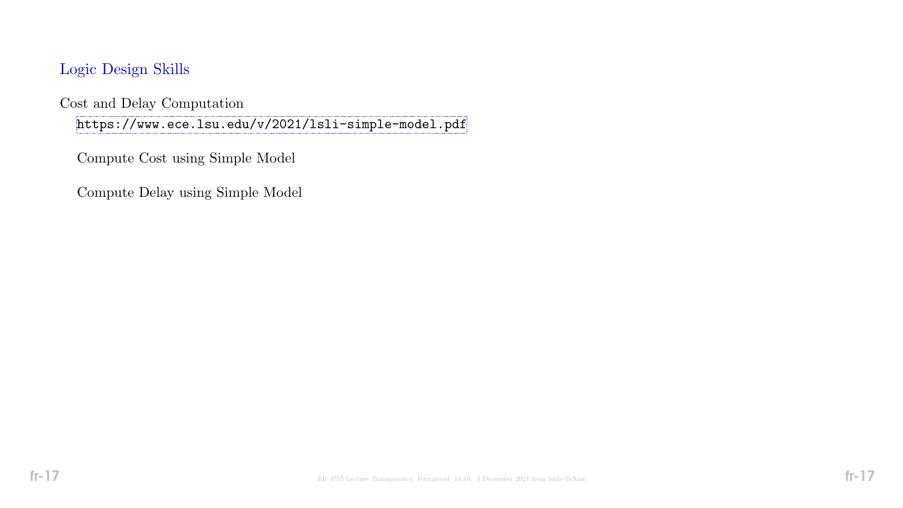## Logic Design Skills

Cost and Delay Computation

https://www.ece.lsu.edu/v/2021/lsli-simple-model.pdf

Compute Cost using Simple Model

Compute Delay using Simple Model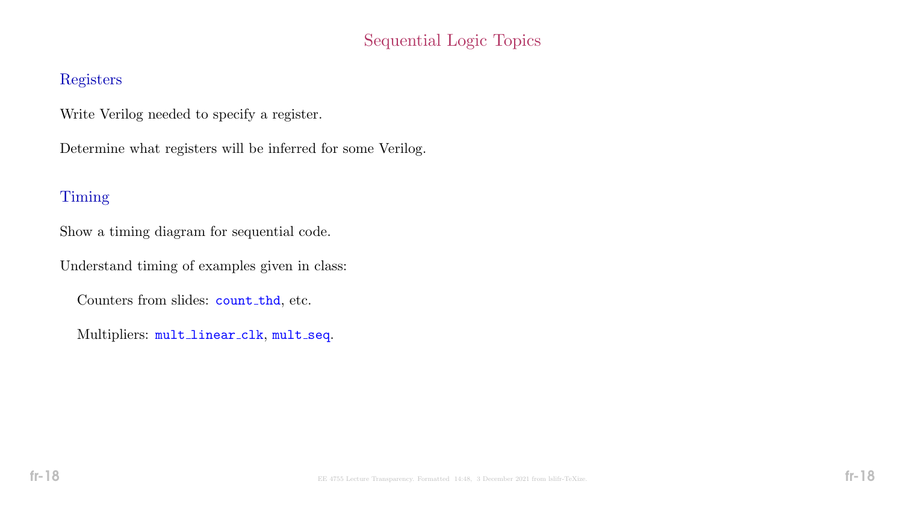# Sequential Logic Topics

## Registers

Write Verilog needed to specify a register.

Determine what registers will be inferred for some Verilog.

## Timing

Show a timing diagram for sequential code.

Understand timing of examples given in class:

Counters from slides: `count_thd`, etc.

Multipliers: `mult_linear_clk`, `mult_seq`.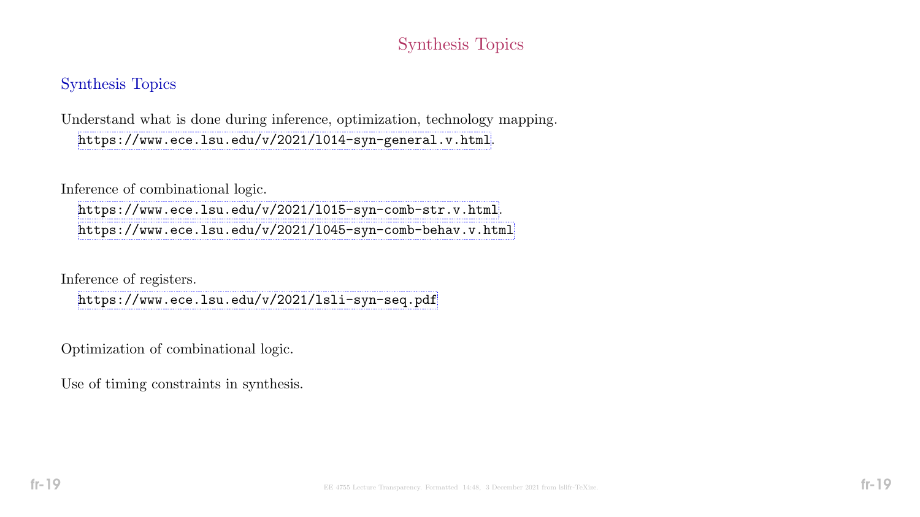# Synthesis Topics

## Synthesis Topics

Understand what is done during inference, optimization, technology mapping.
https://www.ece.lsu.edu/v/2021/l014-syn-general.v.html.

Inference of combinational logic.
https://www.ece.lsu.edu/v/2021/l015-syn-comb-str.v.html.
https://www.ece.lsu.edu/v/2021/l045-syn-comb-behav.v.html

Inference of registers.
https://www.ece.lsu.edu/v/2021/lsli-syn-seq.pdf

Optimization of combinational logic.

Use of timing constraints in synthesis.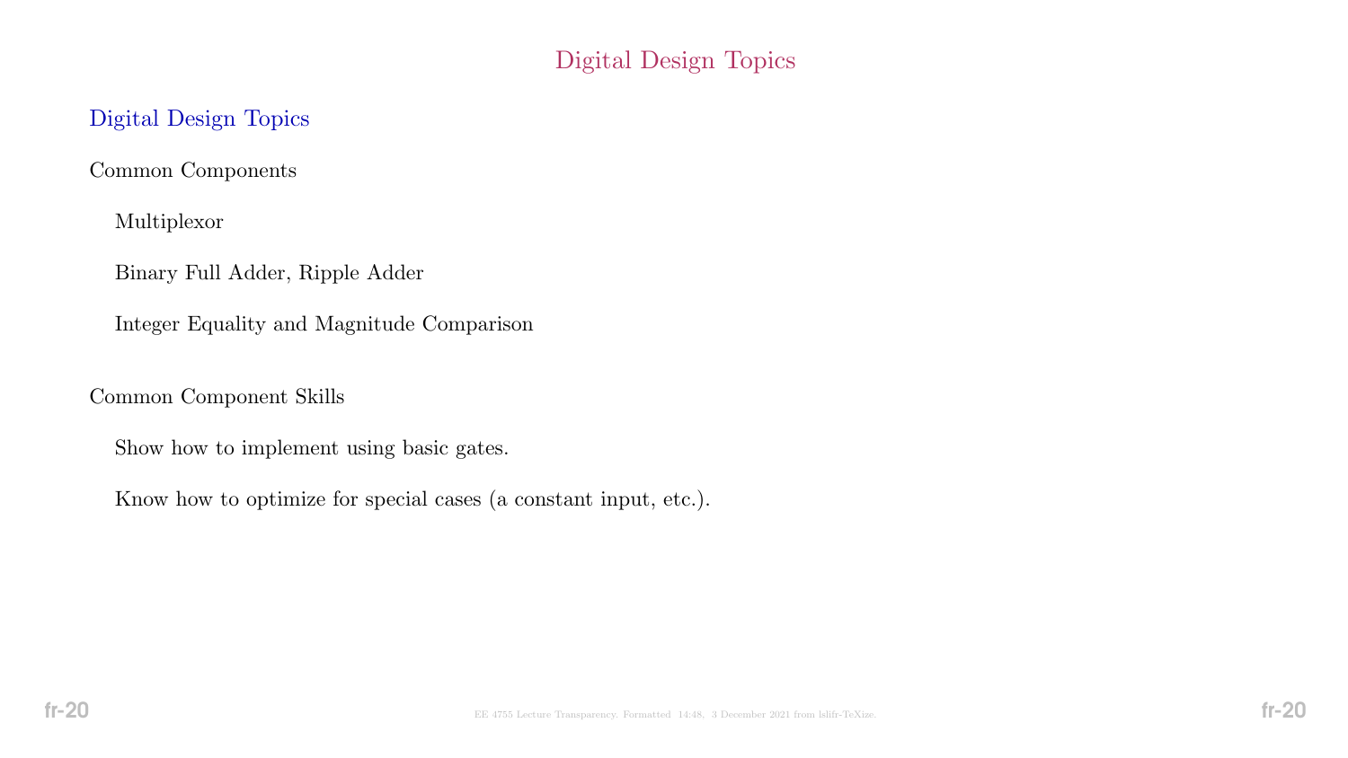# Digital Design Topics

## Digital Design Topics

Common Components

- Multiplexor
- Binary Full Adder, Ripple Adder
- Integer Equality and Magnitude Comparison

Common Component Skills

- Show how to implement using basic gates.
- Know how to optimize for special cases (a constant input, etc.).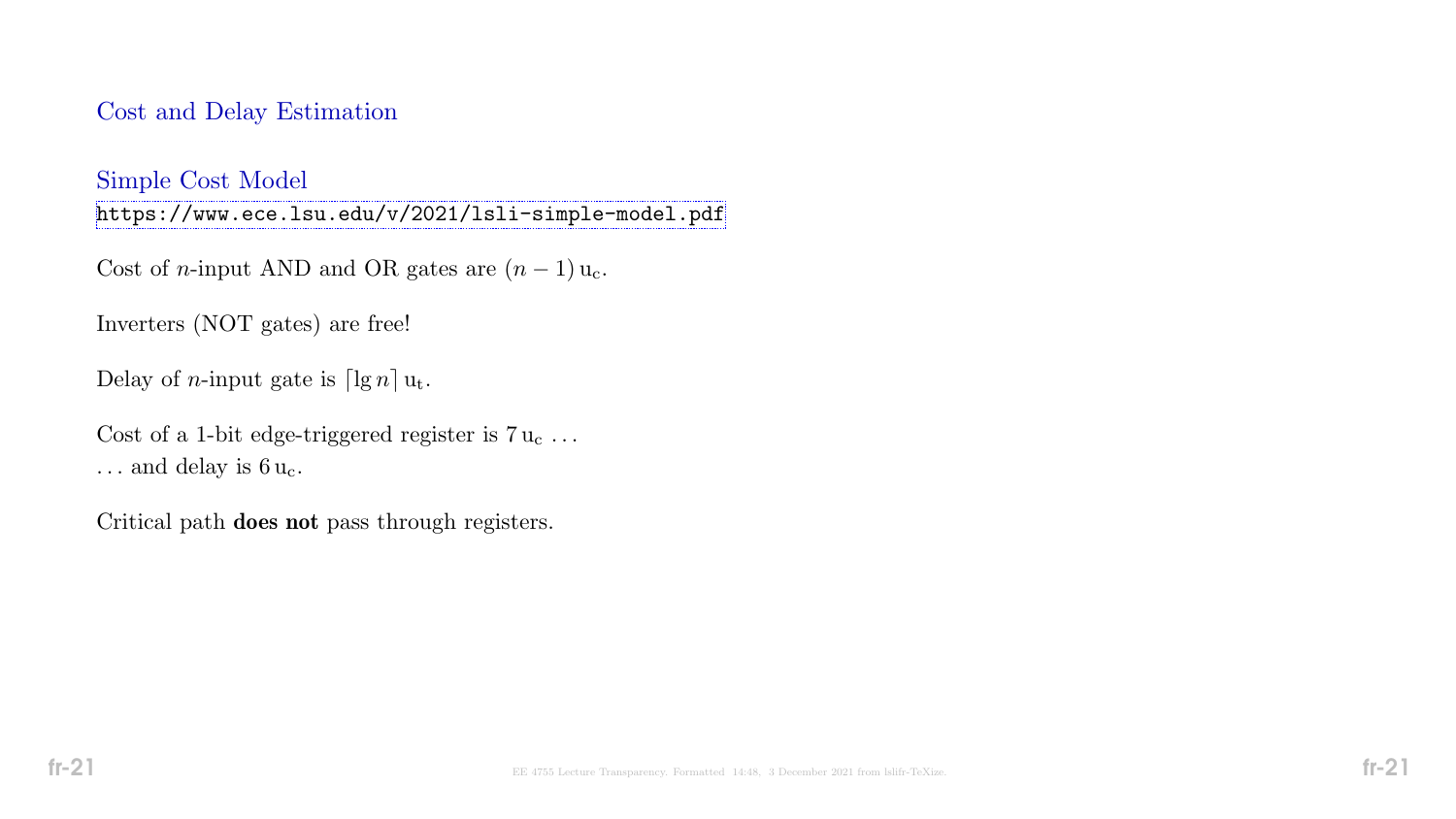## Cost and Delay Estimation

### Simple Cost Model

https://www.ece.lsu.edu/v/2021/lsli-simple-model.pdf

Cost of $n$-input AND and OR gates are $(n-1)\,\mathrm{u_c}$.

Inverters (NOT gates) are free!

Delay of $n$-input gate is $\lceil \lg n \rceil\,\mathrm{u_t}$.

Cost of a 1-bit edge-triggered register is $7\,\mathrm{u_c}$ ...
... and delay is $6\,\mathrm{u_c}$.

Critical path **does not** pass through registers.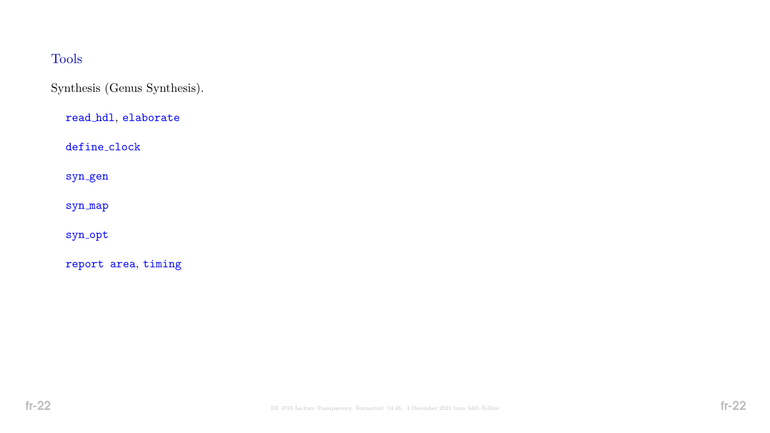## Tools

Synthesis (Genus Synthesis).

`read_hdl`, `elaborate`

`define_clock`

`syn_gen`

`syn_map`

`syn_opt`

`report area`, `timing`